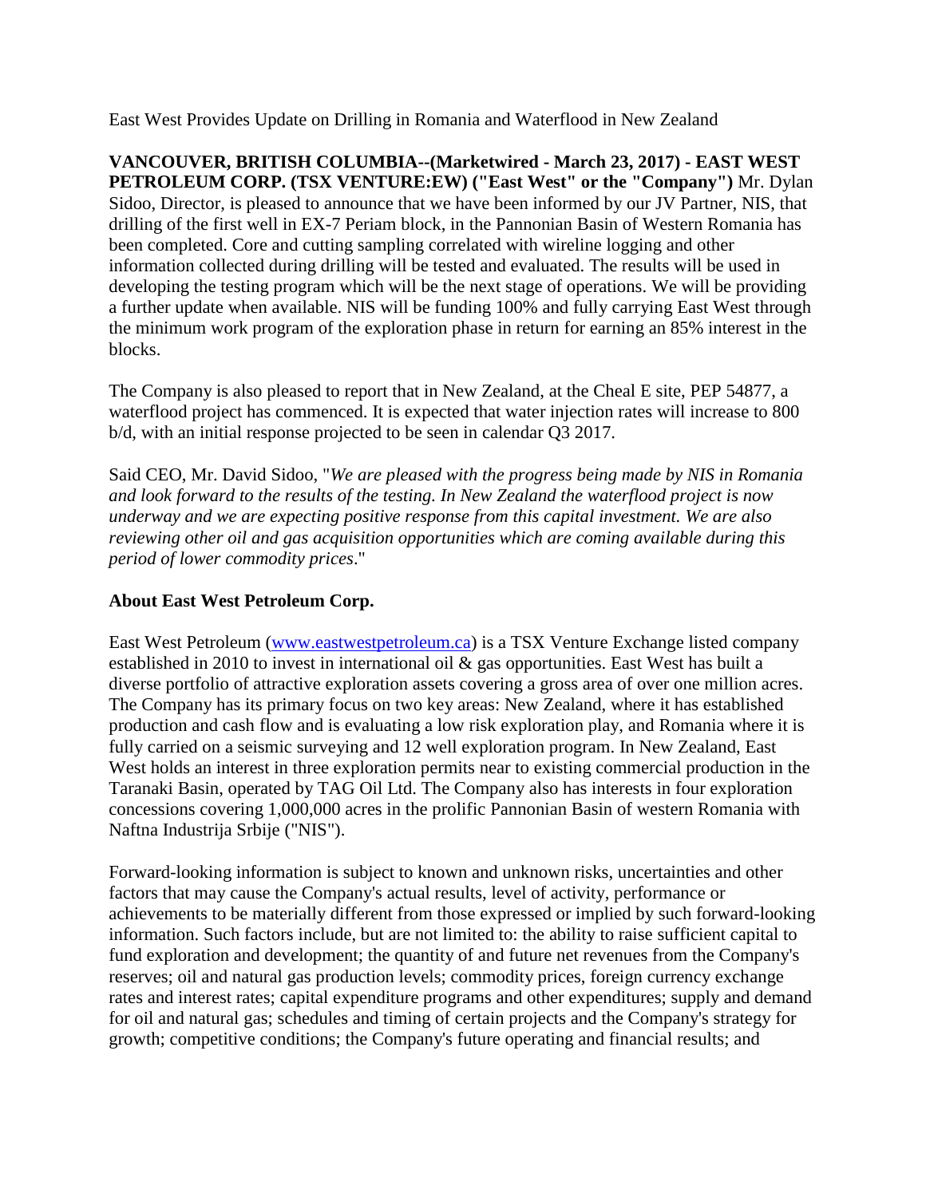East West Provides Update on Drilling in Romania and Waterflood in New Zealand

**VANCOUVER, BRITISH COLUMBIA--(Marketwired - March 23, 2017) - EAST WEST PETROLEUM CORP. (TSX VENTURE:EW) ("East West" or the "Company")** Mr. Dylan Sidoo, Director, is pleased to announce that we have been informed by our JV Partner, NIS, that drilling of the first well in EX-7 Periam block, in the Pannonian Basin of Western Romania has been completed. Core and cutting sampling correlated with wireline logging and other information collected during drilling will be tested and evaluated. The results will be used in developing the testing program which will be the next stage of operations. We will be providing a further update when available. NIS will be funding 100% and fully carrying East West through the minimum work program of the exploration phase in return for earning an 85% interest in the blocks.

The Company is also pleased to report that in New Zealand, at the Cheal E site, PEP 54877, a waterflood project has commenced. It is expected that water injection rates will increase to 800 b/d, with an initial response projected to be seen in calendar Q3 2017.

Said CEO, Mr. David Sidoo, "*We are pleased with the progress being made by NIS in Romania and look forward to the results of the testing. In New Zealand the waterflood project is now underway and we are expecting positive response from this capital investment. We are also reviewing other oil and gas acquisition opportunities which are coming available during this period of lower commodity prices*."

**About East West Petroleum Corp.**

East West Petroleum ([www.eastwestpetroleum.ca](www.eastwestpetroleum.ca)) is a TSX Venture Exchange listed company established in 2010 to invest in international oil & gas opportunities. East West has built a diverse portfolio of attractive exploration assets covering a gross area of over one million acres. The Company has its primary focus on two key areas: New Zealand, where it has established production and cash flow and is evaluating a low risk exploration play, and Romania where it is fully carried on a seismic surveying and 12 well exploration program. In New Zealand, East West holds an interest in three exploration permits near to existing commercial production in the Taranaki Basin, operated by TAG Oil Ltd. The Company also has interests in four exploration concessions covering 1,000,000 acres in the prolific Pannonian Basin of western Romania with Naftna Industrija Srbije ("NIS").

Forward-looking information is subject to known and unknown risks, uncertainties and other factors that may cause the Company's actual results, level of activity, performance or achievements to be materially different from those expressed or implied by such forward-looking information. Such factors include, but are not limited to: the ability to raise sufficient capital to fund exploration and development; the quantity of and future net revenues from the Company's reserves; oil and natural gas production levels; commodity prices, foreign currency exchange rates and interest rates; capital expenditure programs and other expenditures; supply and demand for oil and natural gas; schedules and timing of certain projects and the Company's strategy for growth; competitive conditions; the Company's future operating and financial results; and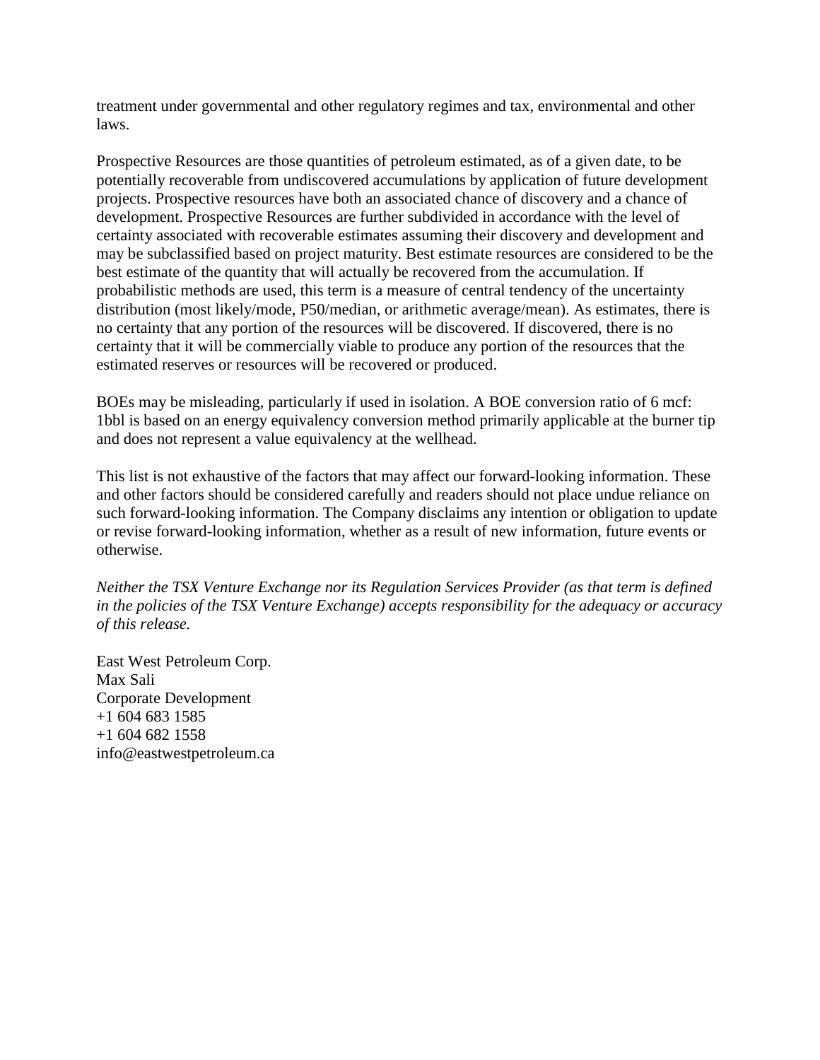treatment under governmental and other regulatory regimes and tax, environmental and other laws.

Prospective Resources are those quantities of petroleum estimated, as of a given date, to be potentially recoverable from undiscovered accumulations by application of future development projects. Prospective resources have both an associated chance of discovery and a chance of development. Prospective Resources are further subdivided in accordance with the level of certainty associated with recoverable estimates assuming their discovery and development and may be subclassified based on project maturity. Best estimate resources are considered to be the best estimate of the quantity that will actually be recovered from the accumulation. If probabilistic methods are used, this term is a measure of central tendency of the uncertainty distribution (most likely/mode, P50/median, or arithmetic average/mean). As estimates, there is no certainty that any portion of the resources will be discovered. If discovered, there is no certainty that it will be commercially viable to produce any portion of the resources that the estimated reserves or resources will be recovered or produced.

BOEs may be misleading, particularly if used in isolation. A BOE conversion ratio of 6 mcf: 1bbl is based on an energy equivalency conversion method primarily applicable at the burner tip and does not represent a value equivalency at the wellhead.

This list is not exhaustive of the factors that may affect our forward-looking information. These and other factors should be considered carefully and readers should not place undue reliance on such forward-looking information. The Company disclaims any intention or obligation to update or revise forward-looking information, whether as a result of new information, future events or otherwise.

*Neither the TSX Venture Exchange nor its Regulation Services Provider (as that term is defined in the policies of the TSX Venture Exchange) accepts responsibility for the adequacy or accuracy of this release.*

East West Petroleum Corp.  
Max Sali  
Corporate Development  
+1 604 683 1585  
+1 604 682 1558  
info@eastwestpetroleum.ca